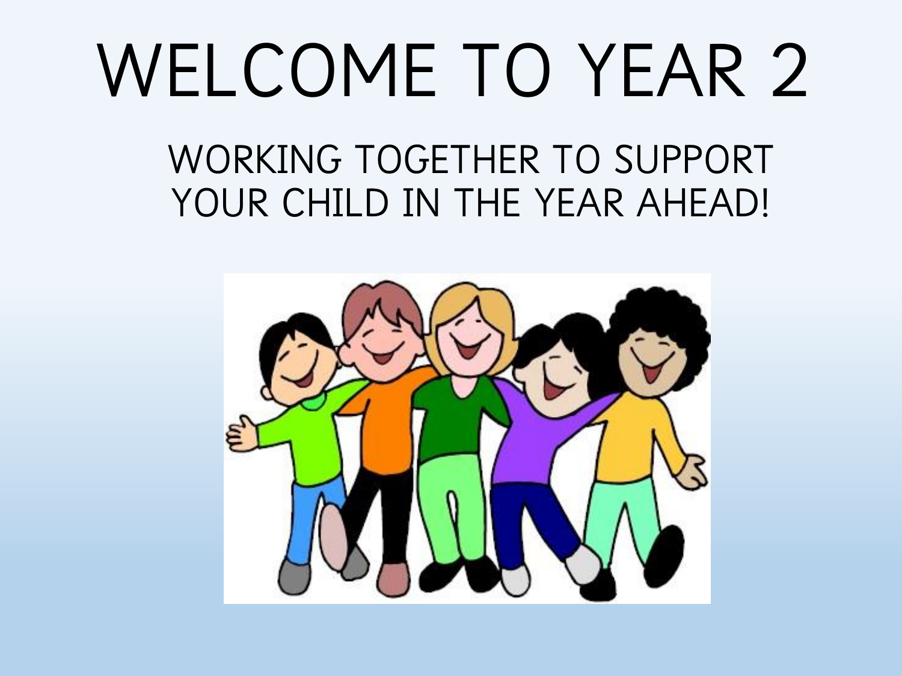# WELCOME TO YEAR 2

WORKING TOGETHER TO SUPPORT YOUR CHILD IN THE YEAR AHEAD!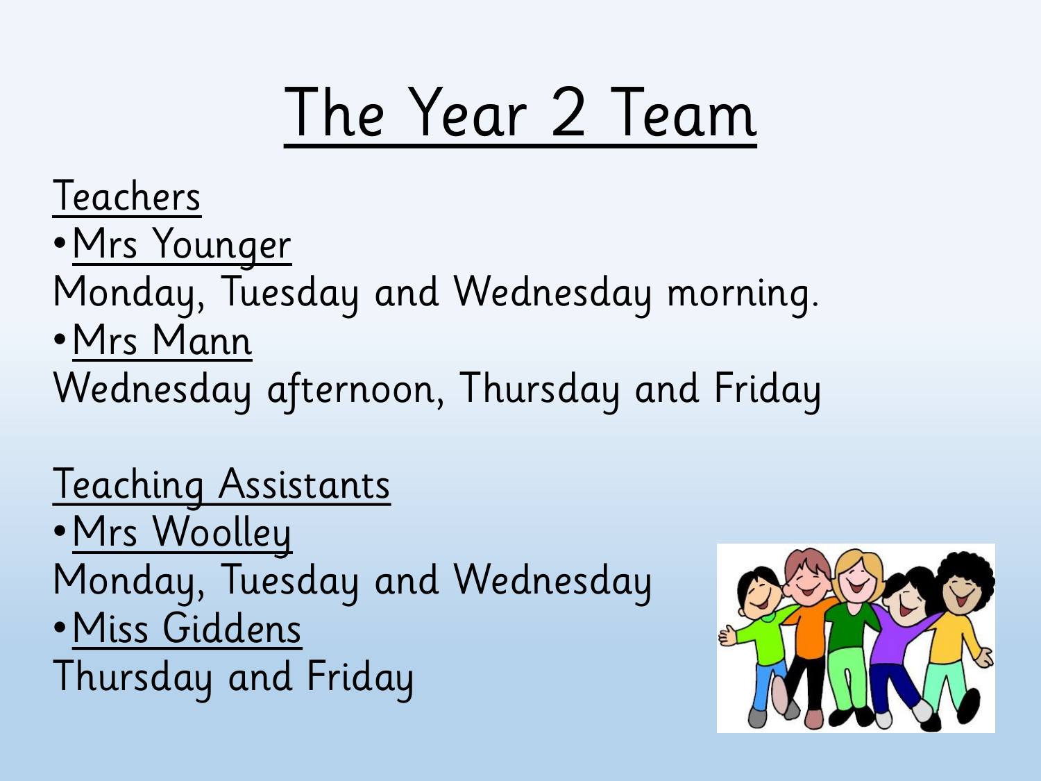# The Year 2 Team

## Teachers

- Mrs Younger

Monday, Tuesday and Wednesday morning.

- Mrs Mann

Wednesday afternoon, Thursday and Friday

## Teaching Assistants

- Mrs Woolley

Monday, Tuesday and Wednesday

- Miss Giddens

Thursday and Friday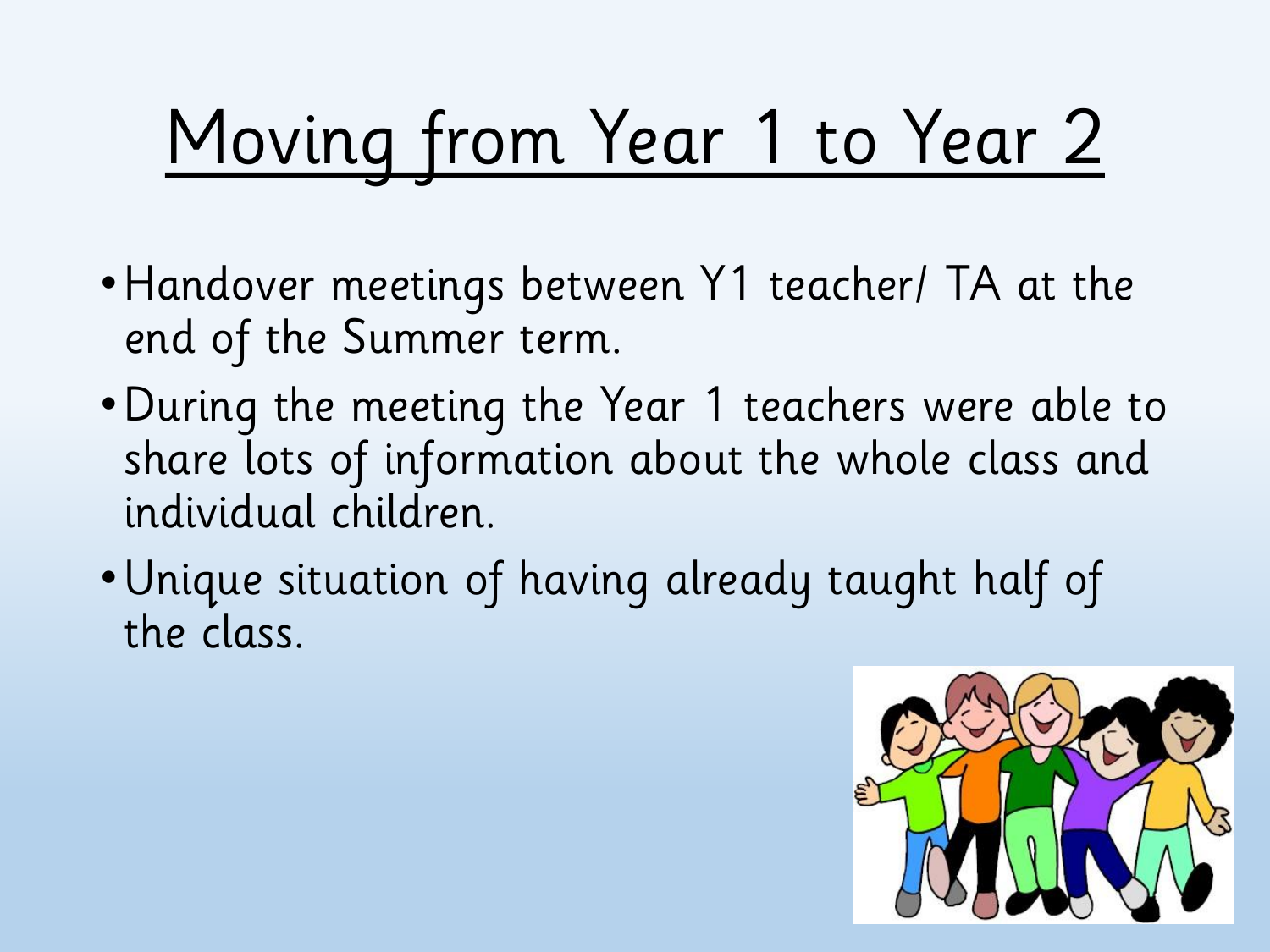# Moving from Year 1 to Year 2

- Handover meetings between Y1 teacher/ TA at the end of the Summer term.
- During the meeting the Year 1 teachers were able to share lots of information about the whole class and individual children.
- Unique situation of having already taught half of the class.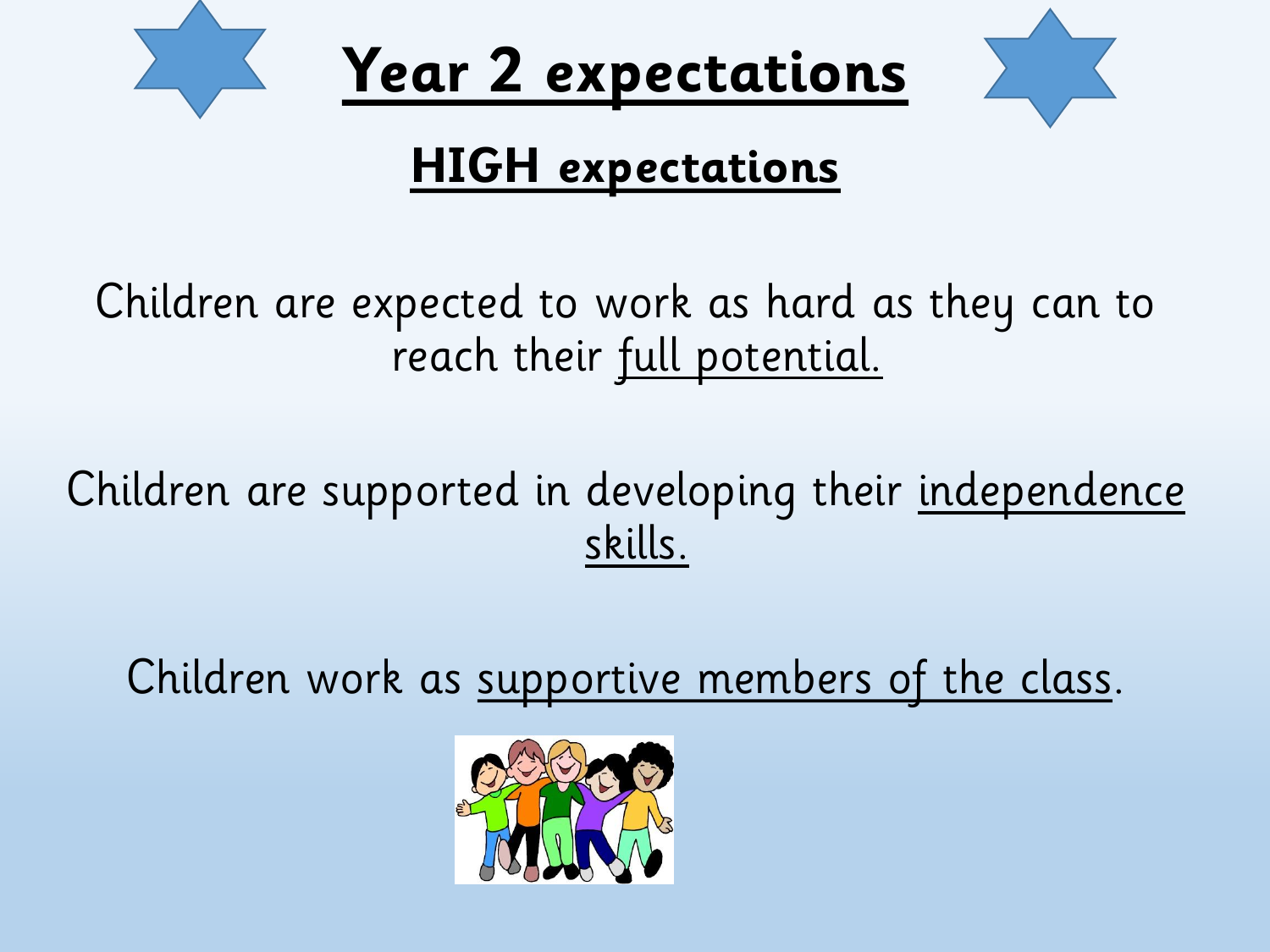# Year 2 expectations

## HIGH expectations

Children are expected to work as hard as they can to reach their full potential.

Children are supported in developing their independence skills.

Children work as supportive members of the class.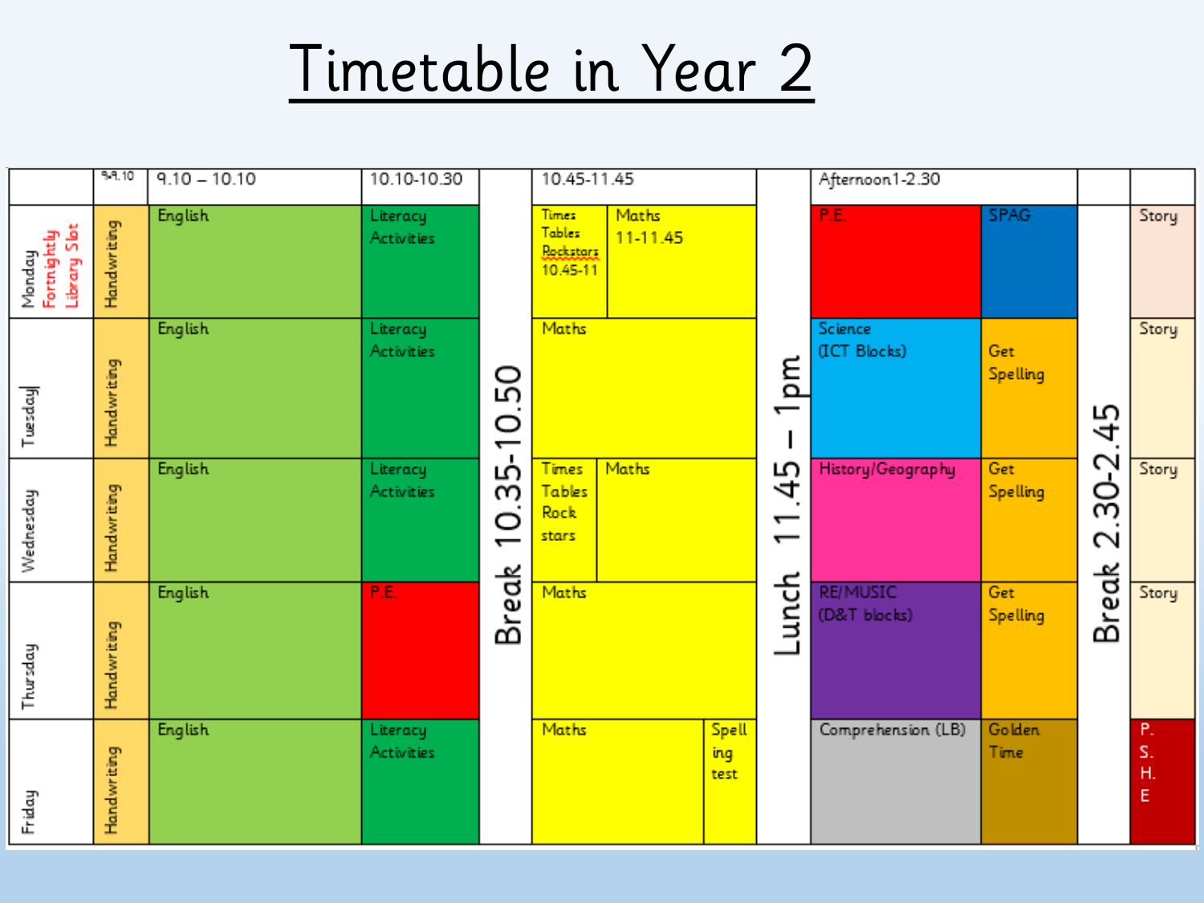# Timetable in Year 2

| | 9-9.10 | 9.10 – 10.10 | 10.10-10.30 | | 10.45-11.45 | | | Afternoon 1-2.30 | | | |
|---|---|---|---|---|---|---|---|---|---|---|---|
| Monday Fortnightly Library Slot | Handwriting | English | Literacy Activities | Break 10.35-10.50 | Times Tables Rockstars 10.45-11 | Maths 11-11.45 | Lunch 11.45 – 1pm | P.E. | SPAG | Break 2.30-2.45 | Story |
| Tuesday | Handwriting | English | Literacy Activities | | Maths | | | Science (ICT Blocks) | Get Spelling | | Story |
| Wednesday | Handwriting | English | Literacy Activities | | Times Tables Rock stars | Maths | | History/Geography | Get Spelling | | Story |
| Thursday | Handwriting | English | P.E. | | Maths | | | RE/MUSIC (D&T blocks) | Get Spelling | | Story |
| Friday | Handwriting | English | Literacy Activities | | Maths | Spelling test | | Comprehension (LB) | Golden Time | | P.S.H.E |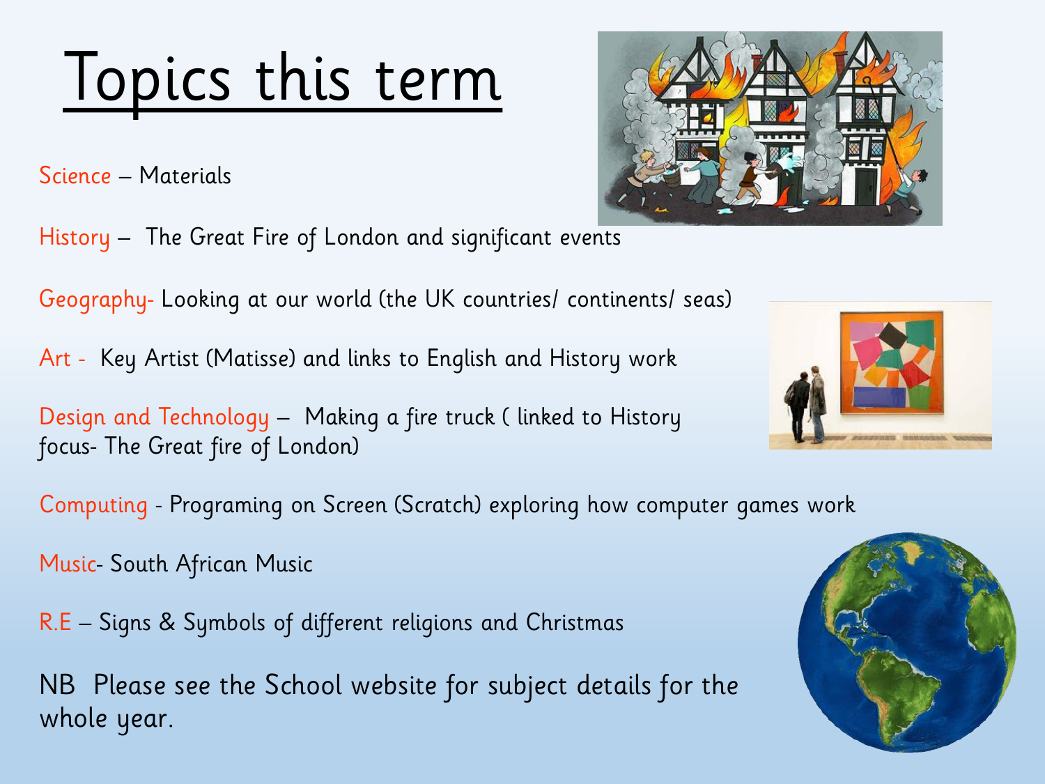# Topics this term

Science – Materials

History – The Great Fire of London and significant events

Geography- Looking at our world (the UK countries/ continents/ seas)

Art - Key Artist (Matisse) and links to English and History work

Design and Technology – Making a fire truck ( linked to History focus- The Great fire of London)

Computing - Programing on Screen (Scratch) exploring how computer games work

Music- South African Music

R.E – Signs & Symbols of different religions and Christmas

NB Please see the School website for subject details for the whole year.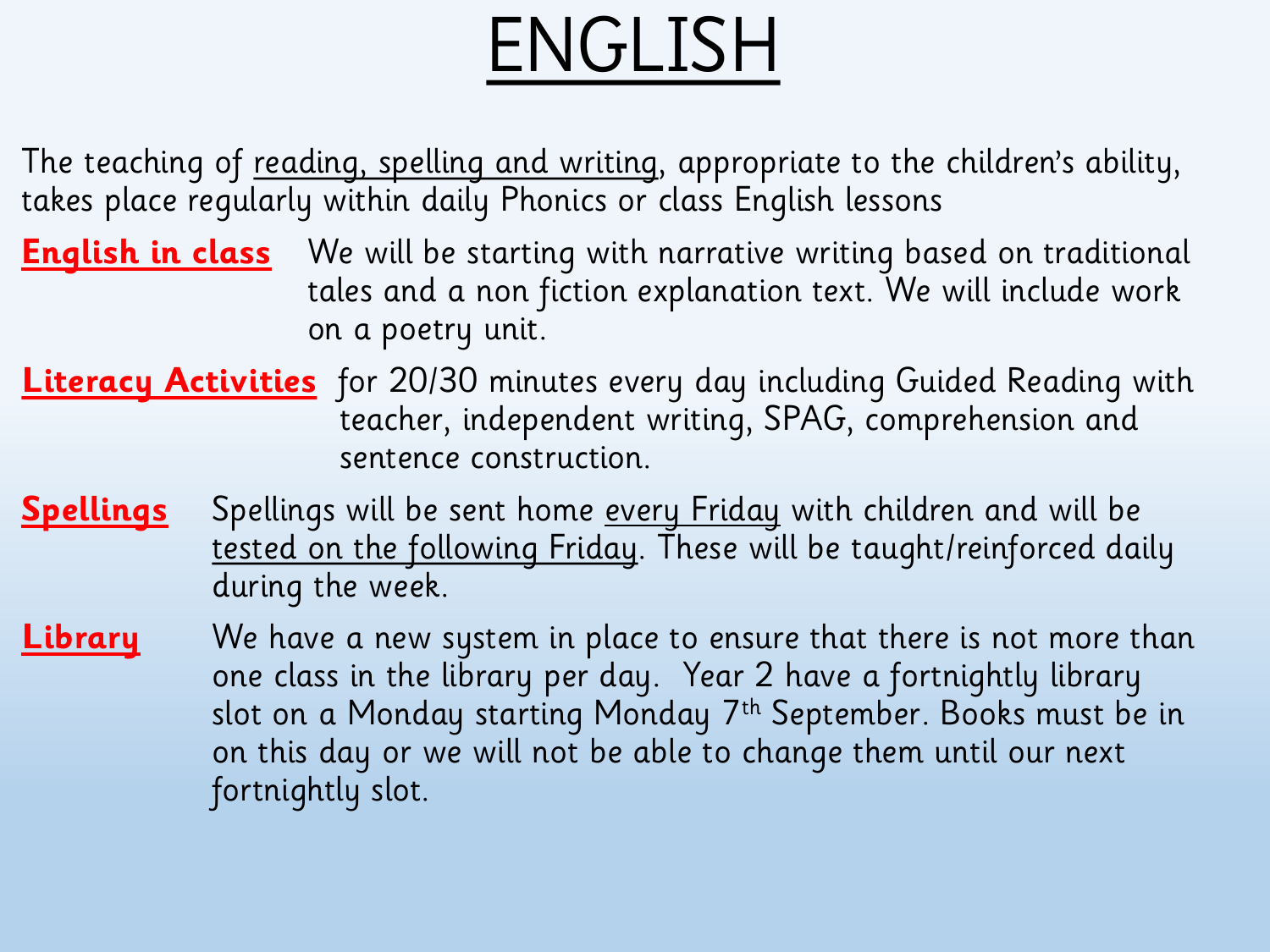# ENGLISH

The teaching of reading, spelling and writing, appropriate to the children's ability, takes place regularly within daily Phonics or class English lessons

**English in class** We will be starting with narrative writing based on traditional tales and a non fiction explanation text. We will include work on a poetry unit.

**Literacy Activities** for 20/30 minutes every day including Guided Reading with teacher, independent writing, SPAG, comprehension and sentence construction.

**Spellings** Spellings will be sent home every Friday with children and will be tested on the following Friday. These will be taught/reinforced daily during the week.

**Library** We have a new system in place to ensure that there is not more than one class in the library per day. Year 2 have a fortnightly library slot on a Monday starting Monday 7th September. Books must be in on this day or we will not be able to change them until our next fortnightly slot.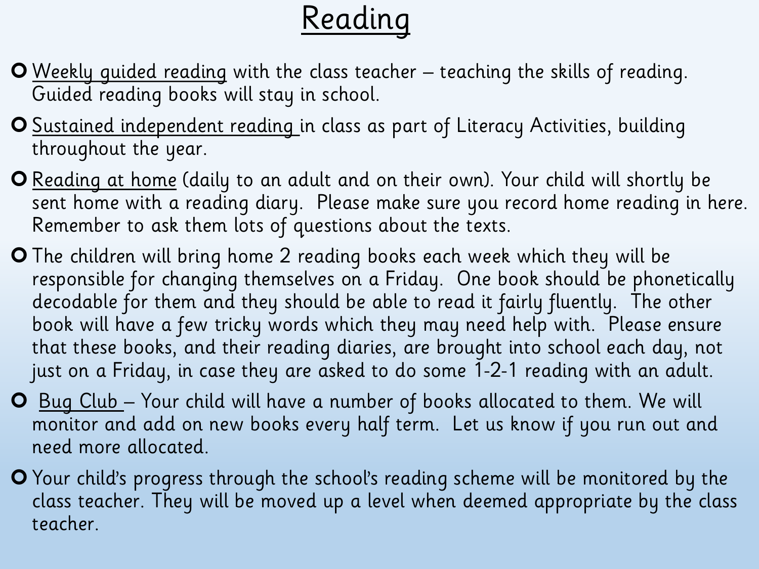# Reading

- Weekly guided reading with the class teacher – teaching the skills of reading. Guided reading books will stay in school.
- Sustained independent reading in class as part of Literacy Activities, building throughout the year.
- Reading at home (daily to an adult and on their own). Your child will shortly be sent home with a reading diary. Please make sure you record home reading in here. Remember to ask them lots of questions about the texts.
- The children will bring home 2 reading books each week which they will be responsible for changing themselves on a Friday. One book should be phonetically decodable for them and they should be able to read it fairly fluently. The other book will have a few tricky words which they may need help with. Please ensure that these books, and their reading diaries, are brought into school each day, not just on a Friday, in case they are asked to do some 1-2-1 reading with an adult.
- Bug Club – Your child will have a number of books allocated to them. We will monitor and add on new books every half term. Let us know if you run out and need more allocated.
- Your child's progress through the school's reading scheme will be monitored by the class teacher. They will be moved up a level when deemed appropriate by the class teacher.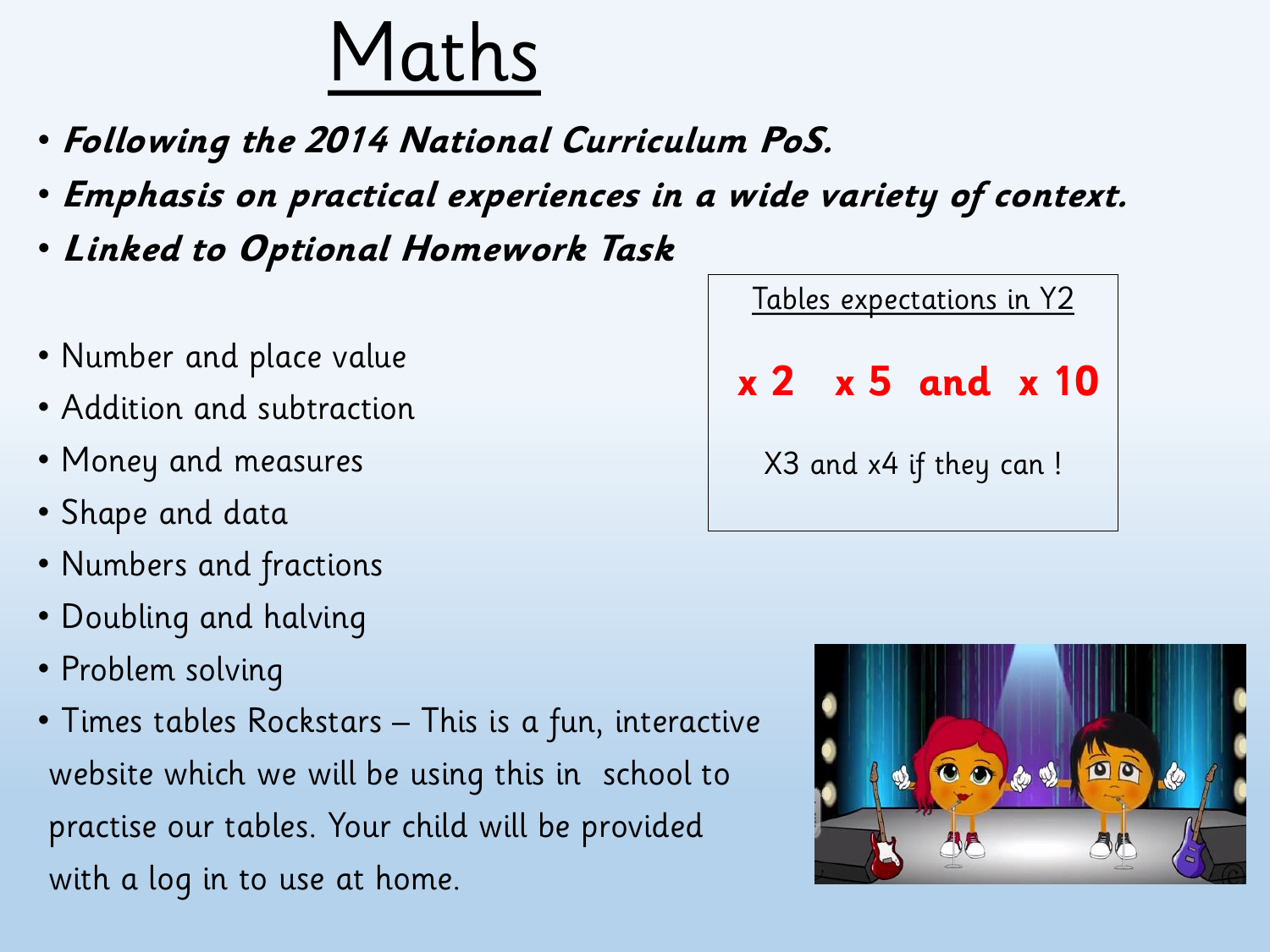# Maths

- ***Following the 2014 National Curriculum PoS.***
- ***Emphasis on practical experiences in a wide variety of context.***
- ***Linked to Optional Homework Task***

- Number and place value
- Addition and subtraction
- Money and measures
- Shape and data
- Numbers and fractions
- Doubling and halving
- Problem solving
- Times tables Rockstars – This is a fun, interactive website which we will be using this in school to practise our tables. Your child will be provided with a log in to use at home.

Tables expectations in Y2

**x 2 x 5 and x 10**

X3 and x4 if they can !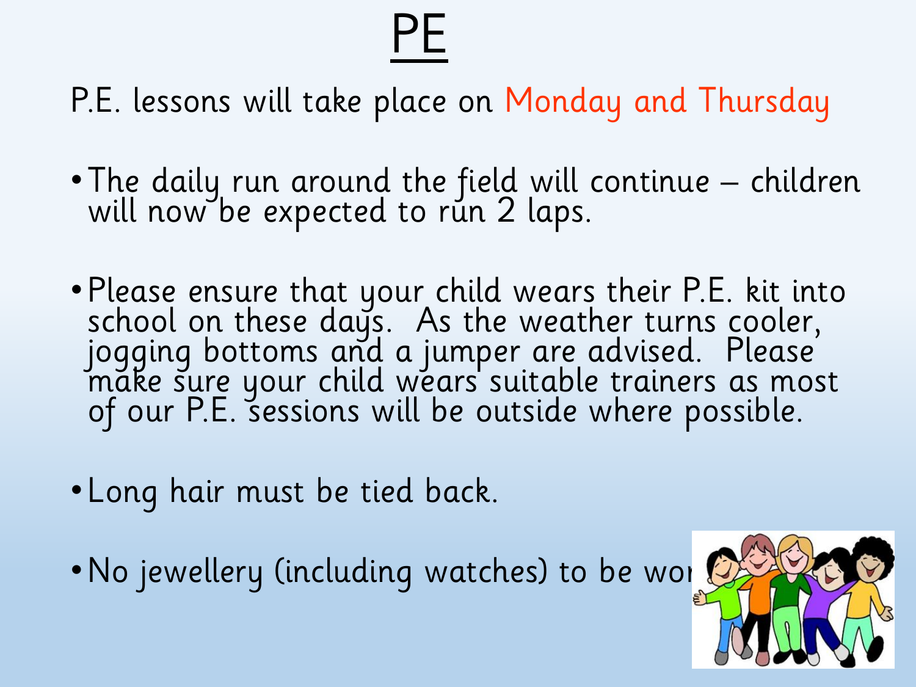# PE

P.E. lessons will take place on Monday and Thursday

- The daily run around the field will continue – children will now be expected to run 2 laps.
- Please ensure that your child wears their P.E. kit into school on these days. As the weather turns cooler, jogging bottoms and a jumper are advised. Please make sure your child wears suitable trainers as most of our P.E. sessions will be outside where possible.
- Long hair must be tied back.
- No jewellery (including watches) to be wor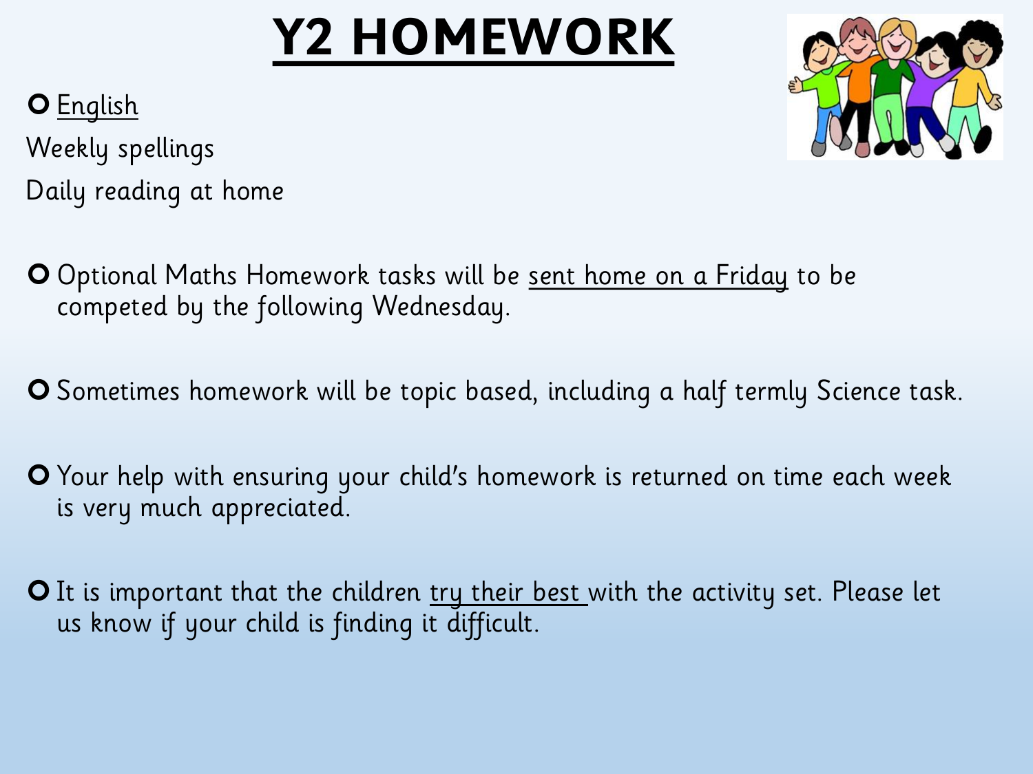# Y2 HOMEWORK

- English

Weekly spellings

Daily reading at home

- Optional Maths Homework tasks will be sent home on a Friday to be competed by the following Wednesday.

- Sometimes homework will be topic based, including a half termly Science task.

- Your help with ensuring your child's homework is returned on time each week is very much appreciated.

- It is important that the children try their best with the activity set. Please let us know if your child is finding it difficult.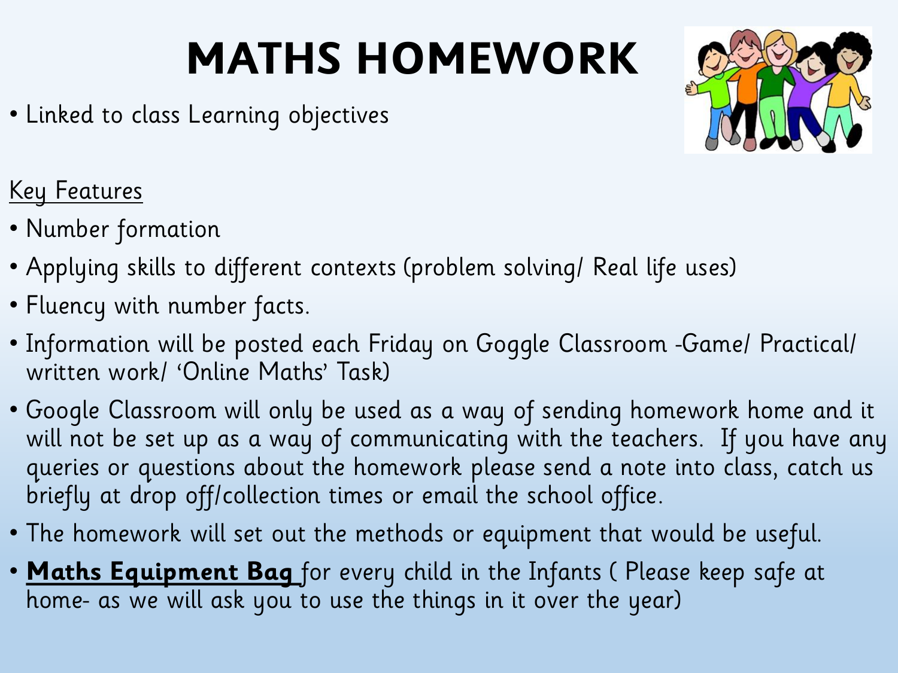# MATHS HOMEWORK

- Linked to class Learning objectives

Key Features

- Number formation
- Applying skills to different contexts (problem solving/ Real life uses)
- Fluency with number facts.
- Information will be posted each Friday on Goggle Classroom -Game/ Practical/ written work/ 'Online Maths' Task)
- Google Classroom will only be used as a way of sending homework home and it will not be set up as a way of communicating with the teachers. If you have any queries or questions about the homework please send a note into class, catch us briefly at drop off/collection times or email the school office.
- The homework will set out the methods or equipment that would be useful.
- **Maths Equipment Bag** for every child in the Infants ( Please keep safe at home- as we will ask you to use the things in it over the year)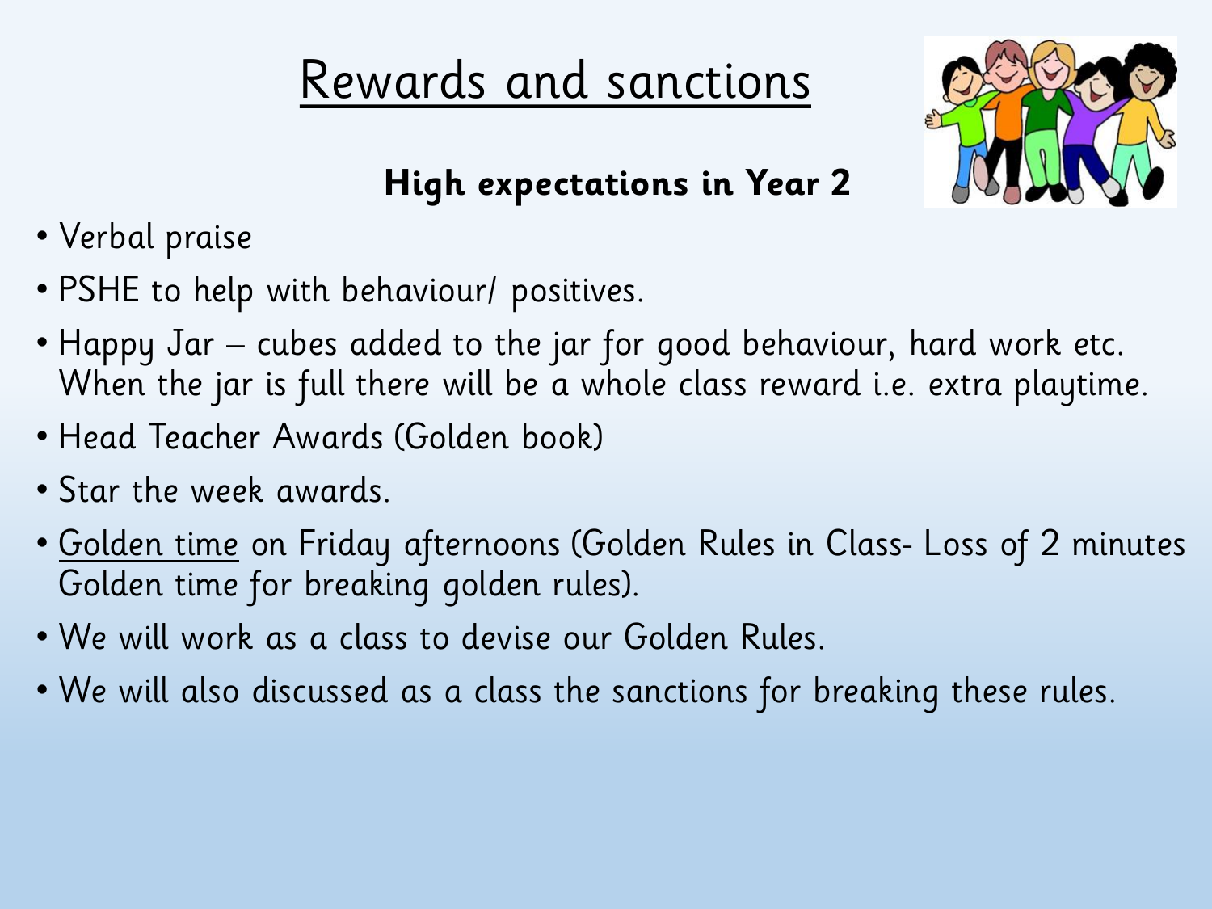# Rewards and sanctions

**High expectations in Year 2**

- Verbal praise
- PSHE to help with behaviour/ positives.
- Happy Jar – cubes added to the jar for good behaviour, hard work etc. When the jar is full there will be a whole class reward i.e. extra playtime.
- Head Teacher Awards (Golden book)
- Star the week awards.
- Golden time on Friday afternoons (Golden Rules in Class- Loss of 2 minutes Golden time for breaking golden rules).
- We will work as a class to devise our Golden Rules.
- We will also discussed as a class the sanctions for breaking these rules.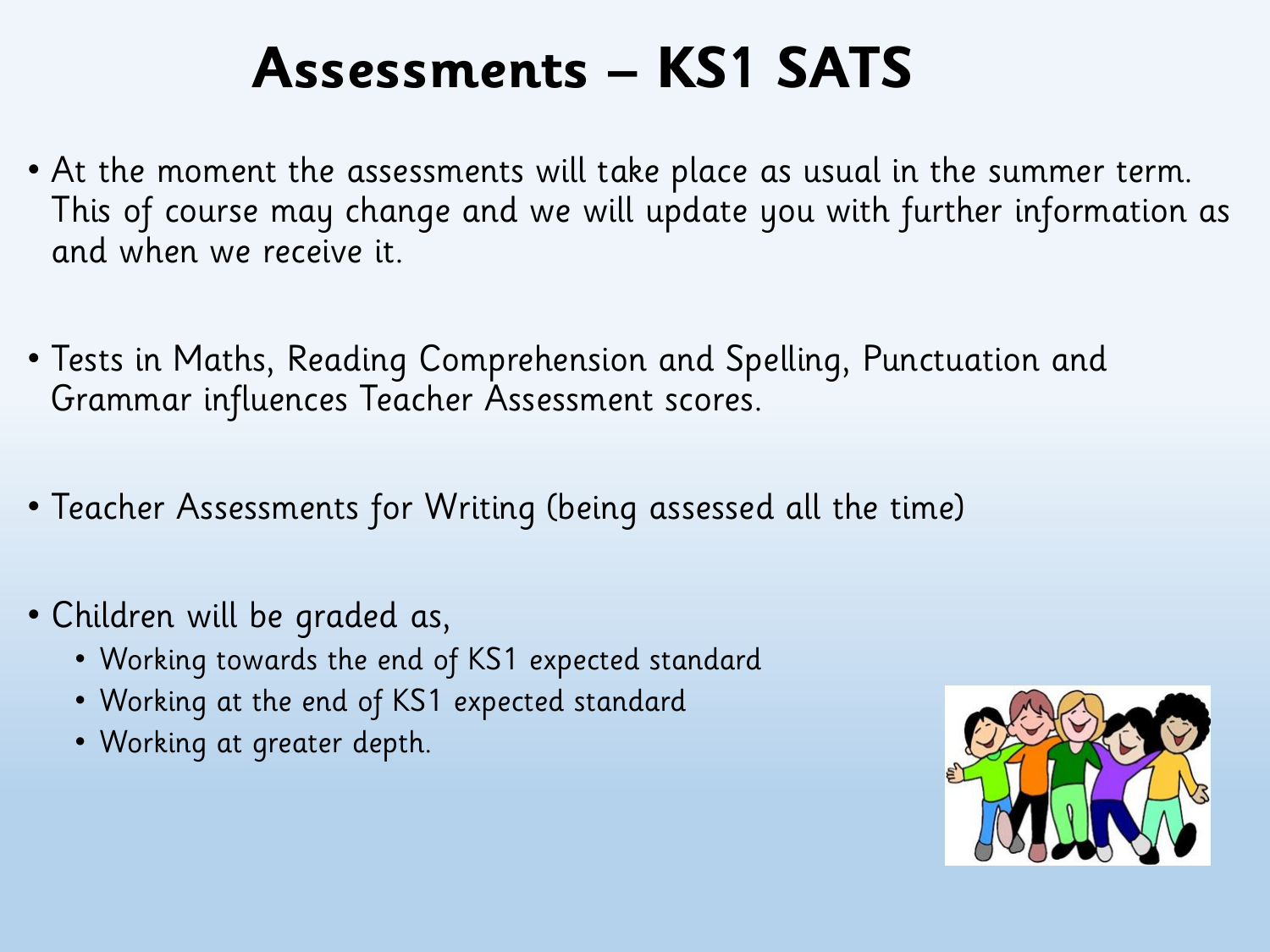# Assessments – KS1 SATS

- At the moment the assessments will take place as usual in the summer term. This of course may change and we will update you with further information as and when we receive it.

- Tests in Maths, Reading Comprehension and Spelling, Punctuation and Grammar influences Teacher Assessment scores.

- Teacher Assessments for Writing (being assessed all the time)

- Children will be graded as,
  - Working towards the end of KS1 expected standard
  - Working at the end of KS1 expected standard
  - Working at greater depth.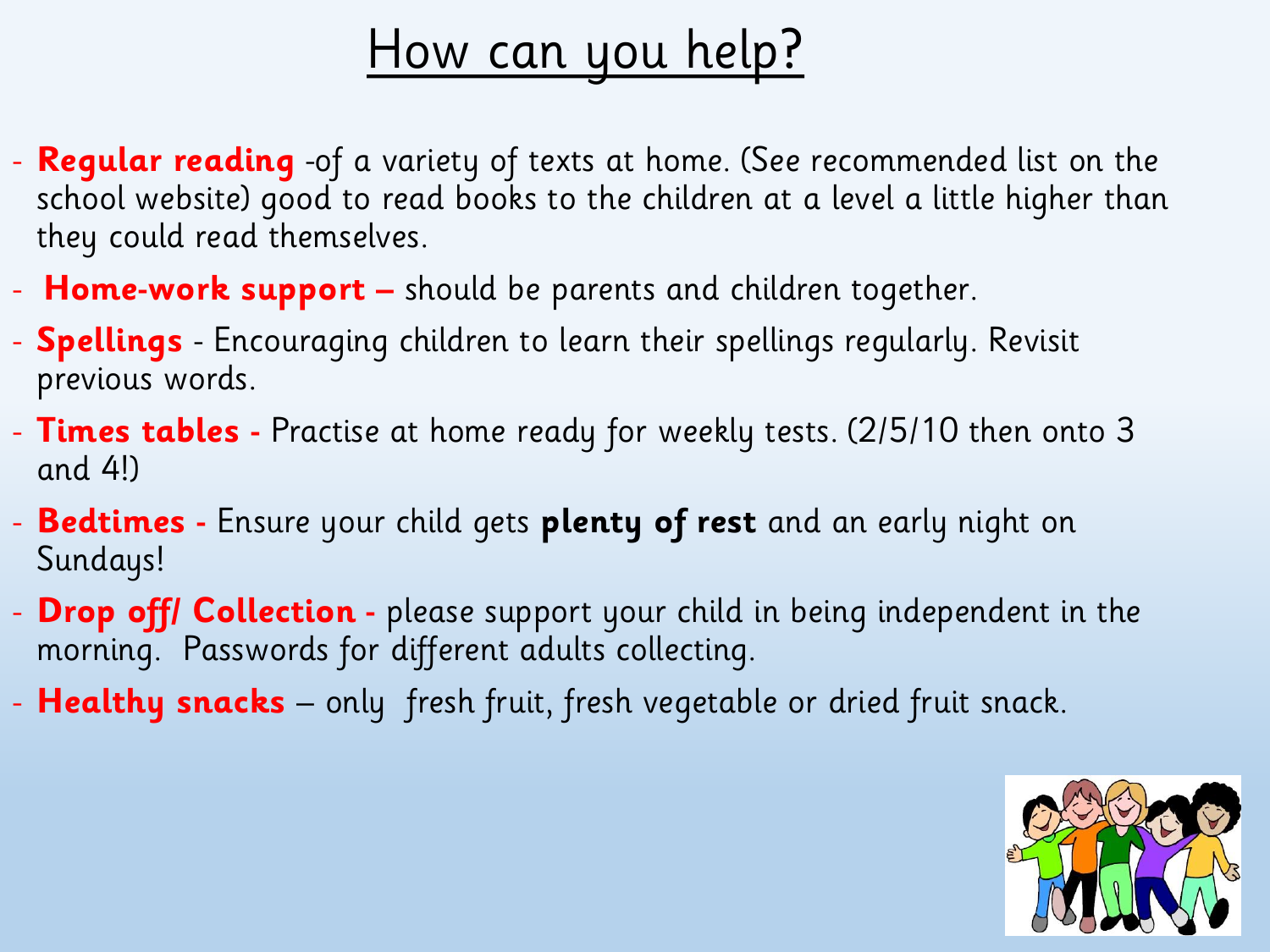# How can you help?

- **Regular reading** -of a variety of texts at home. (See recommended list on the school website) good to read books to the children at a level a little higher than they could read themselves.
- **Home-work support –** should be parents and children together.
- **Spellings** - Encouraging children to learn their spellings regularly. Revisit previous words.
- **Times tables -** Practise at home ready for weekly tests. (2/5/10 then onto 3 and 4!)
- **Bedtimes -** Ensure your child gets **plenty of rest** and an early night on Sundays!
- **Drop off/ Collection -** please support your child in being independent in the morning. Passwords for different adults collecting.
- **Healthy snacks** – only fresh fruit, fresh vegetable or dried fruit snack.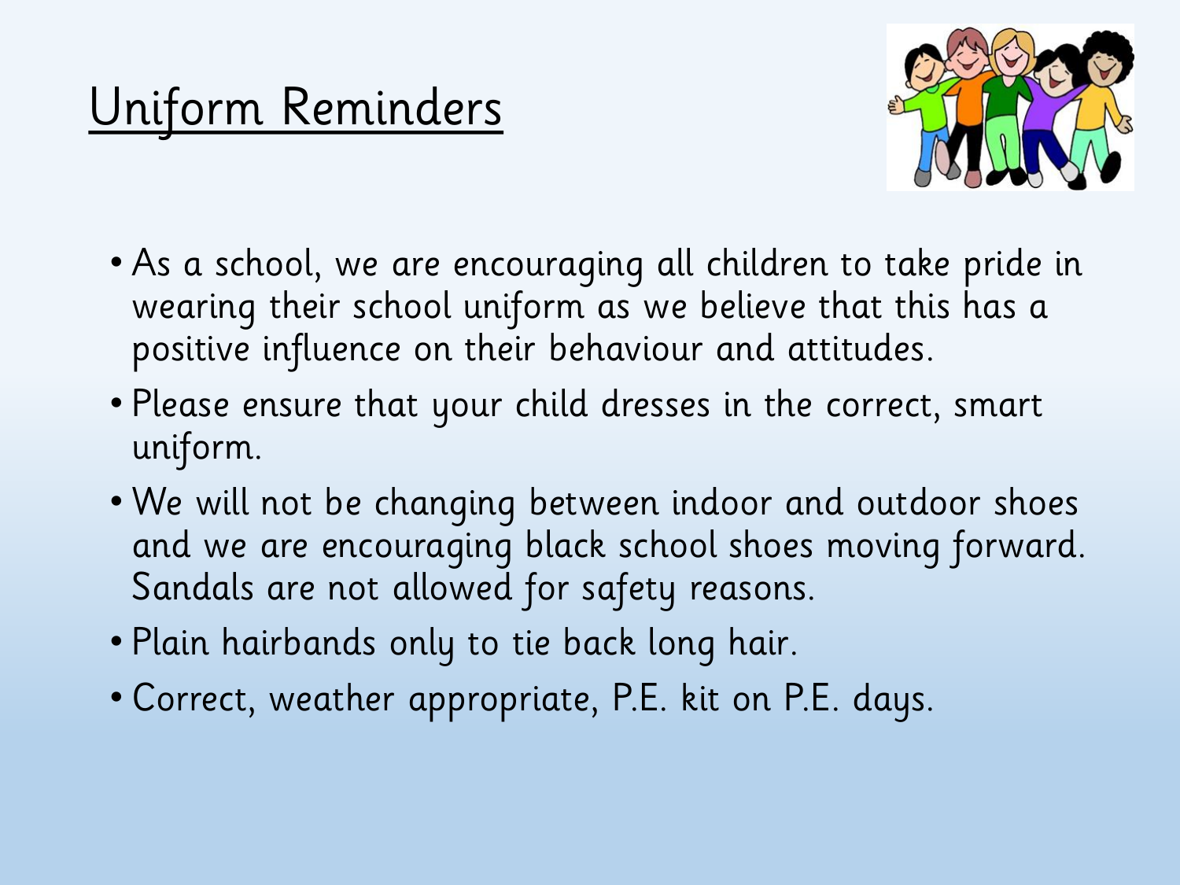# Uniform Reminders

- As a school, we are encouraging all children to take pride in wearing their school uniform as we believe that this has a positive influence on their behaviour and attitudes.
- Please ensure that your child dresses in the correct, smart uniform.
- We will not be changing between indoor and outdoor shoes and we are encouraging black school shoes moving forward. Sandals are not allowed for safety reasons.
- Plain hairbands only to tie back long hair.
- Correct, weather appropriate, P.E. kit on P.E. days.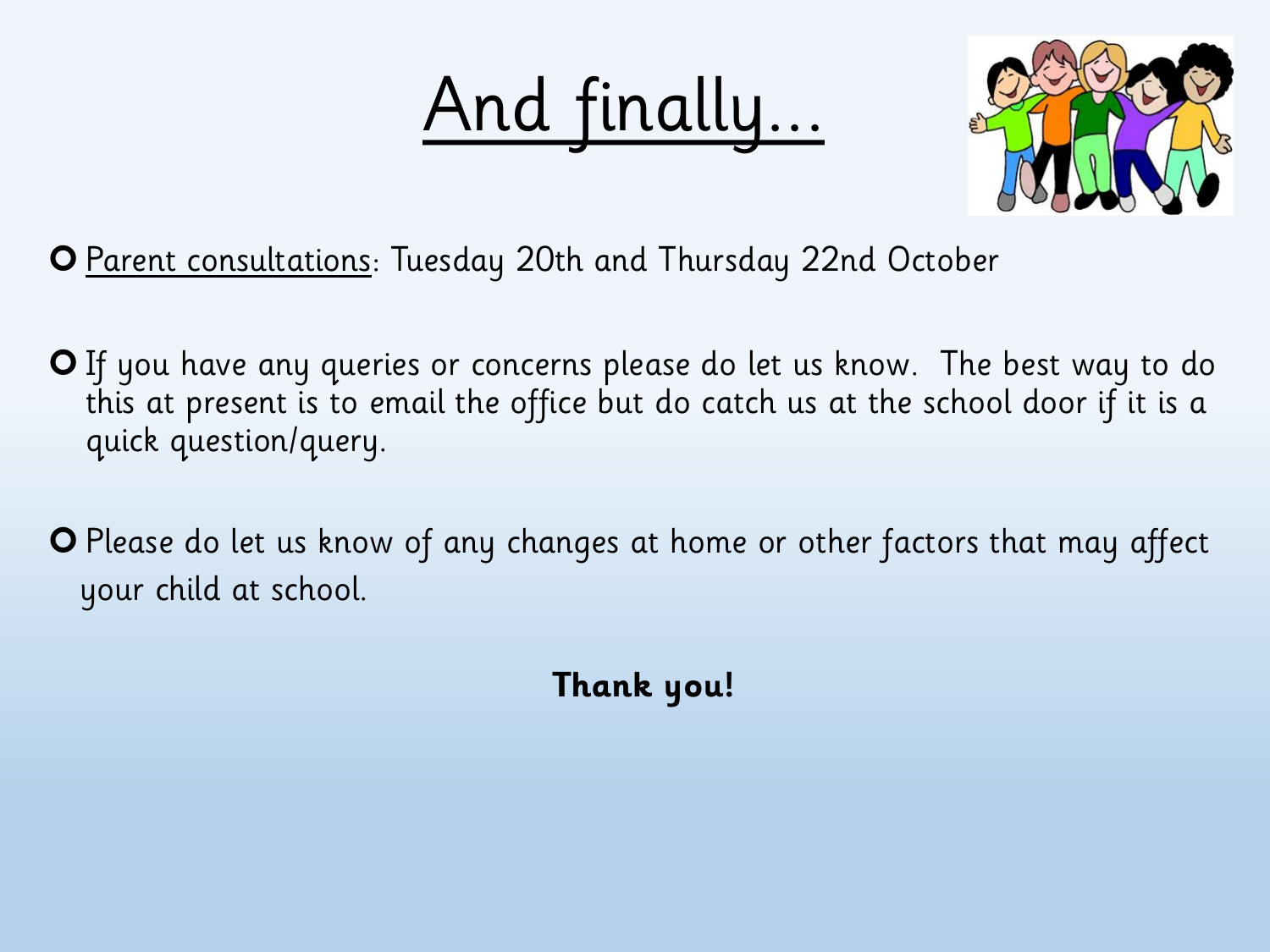# And finally…

- Parent consultations: Tuesday 20th and Thursday 22nd October

- If you have any queries or concerns please do let us know. The best way to do this at present is to email the office but do catch us at the school door if it is a quick question/query.

- Please do let us know of any changes at home or other factors that may affect your child at school.

**Thank you!**